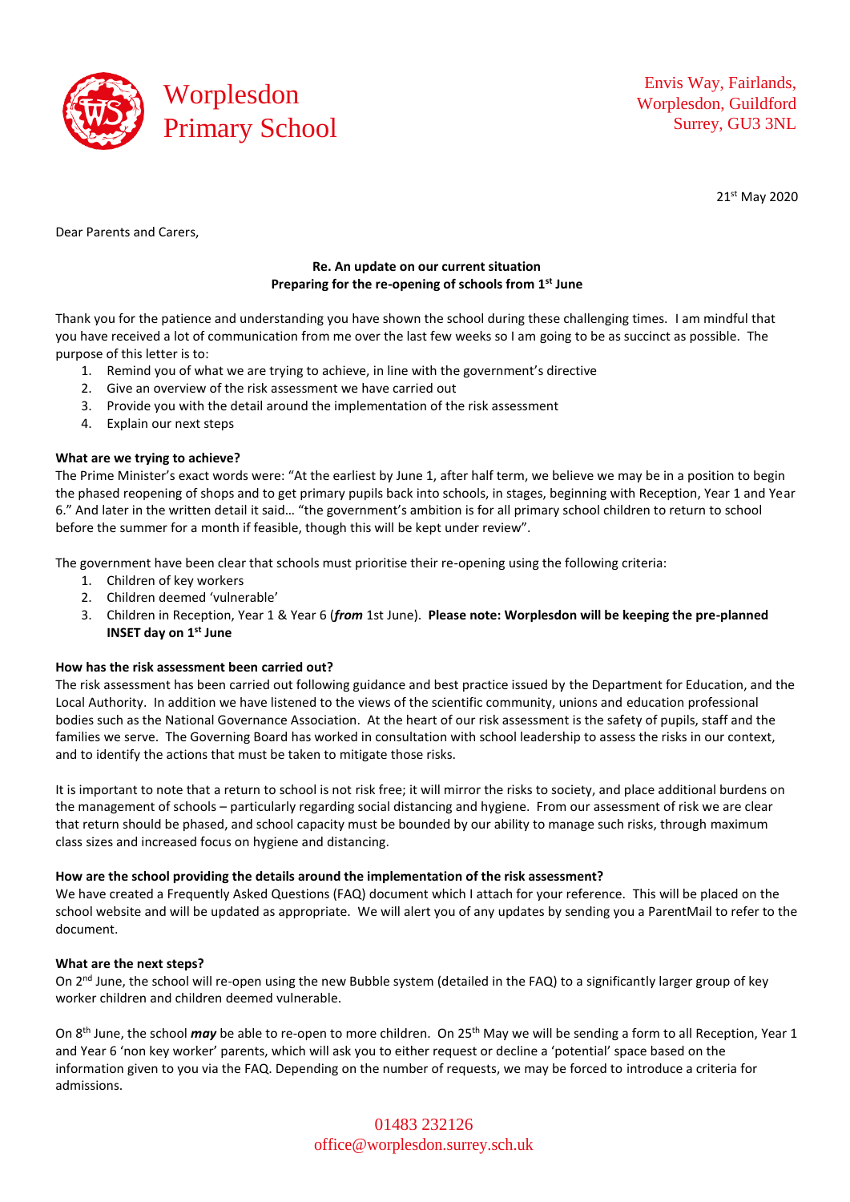# Worplesdon Primary School

Envis Way, Fairlands,
Worplesdon, Guildford
Surrey, GU3 3NL

21st May 2020

Dear Parents and Carers,

**Re. An update on our current situation**
**Preparing for the re-opening of schools from 1st June**

Thank you for the patience and understanding you have shown the school during these challenging times. I am mindful that you have received a lot of communication from me over the last few weeks so I am going to be as succinct as possible. The purpose of this letter is to:

1. Remind you of what we are trying to achieve, in line with the government's directive
2. Give an overview of the risk assessment we have carried out
3. Provide you with the detail around the implementation of the risk assessment
4. Explain our next steps

**What are we trying to achieve?**

The Prime Minister's exact words were: "At the earliest by June 1, after half term, we believe we may be in a position to begin the phased reopening of shops and to get primary pupils back into schools, in stages, beginning with Reception, Year 1 and Year 6." And later in the written detail it said… "the government's ambition is for all primary school children to return to school before the summer for a month if feasible, though this will be kept under review".

The government have been clear that schools must prioritise their re-opening using the following criteria:

1. Children of key workers
2. Children deemed 'vulnerable'
3. Children in Reception, Year 1 & Year 6 (***from*** 1st June). **Please note: Worplesdon will be keeping the pre-planned INSET day on 1st June**

**How has the risk assessment been carried out?**

The risk assessment has been carried out following guidance and best practice issued by the Department for Education, and the Local Authority. In addition we have listened to the views of the scientific community, unions and education professional bodies such as the National Governance Association. At the heart of our risk assessment is the safety of pupils, staff and the families we serve. The Governing Board has worked in consultation with school leadership to assess the risks in our context, and to identify the actions that must be taken to mitigate those risks.

It is important to note that a return to school is not risk free; it will mirror the risks to society, and place additional burdens on the management of schools – particularly regarding social distancing and hygiene. From our assessment of risk we are clear that return should be phased, and school capacity must be bounded by our ability to manage such risks, through maximum class sizes and increased focus on hygiene and distancing.

**How are the school providing the details around the implementation of the risk assessment?**

We have created a Frequently Asked Questions (FAQ) document which I attach for your reference. This will be placed on the school website and will be updated as appropriate. We will alert you of any updates by sending you a ParentMail to refer to the document.

**What are the next steps?**

On 2nd June, the school will re-open using the new Bubble system (detailed in the FAQ) to a significantly larger group of key worker children and children deemed vulnerable.

On 8th June, the school ***may*** be able to re-open to more children. On 25th May we will be sending a form to all Reception, Year 1 and Year 6 'non key worker' parents, which will ask you to either request or decline a 'potential' space based on the information given to you via the FAQ. Depending on the number of requests, we may be forced to introduce a criteria for admissions.

01483 232126
office@worplesdon.surrey.sch.uk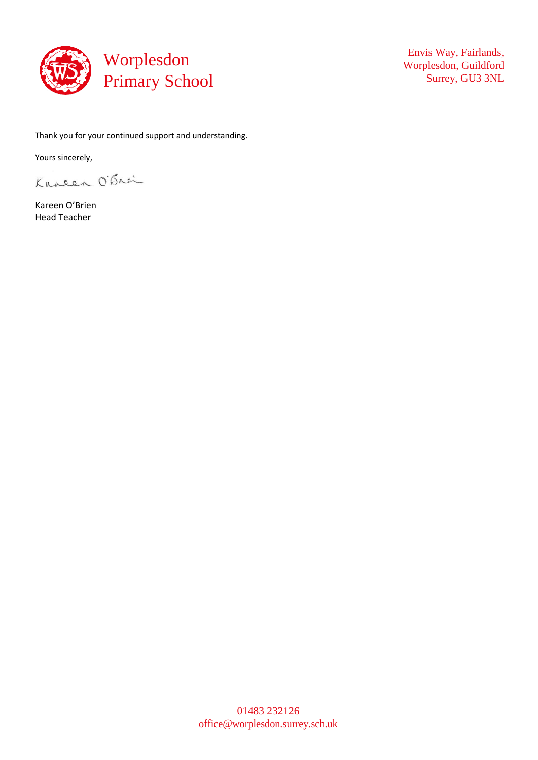Worplesdon Primary School

Envis Way, Fairlands,
Worplesdon, Guildford
Surrey, GU3 3NL

Thank you for your continued support and understanding.

Yours sincerely,

Kareen O'Brien

Kareen O'Brien
Head Teacher

01483 232126
office@worplesdon.surrey.sch.uk